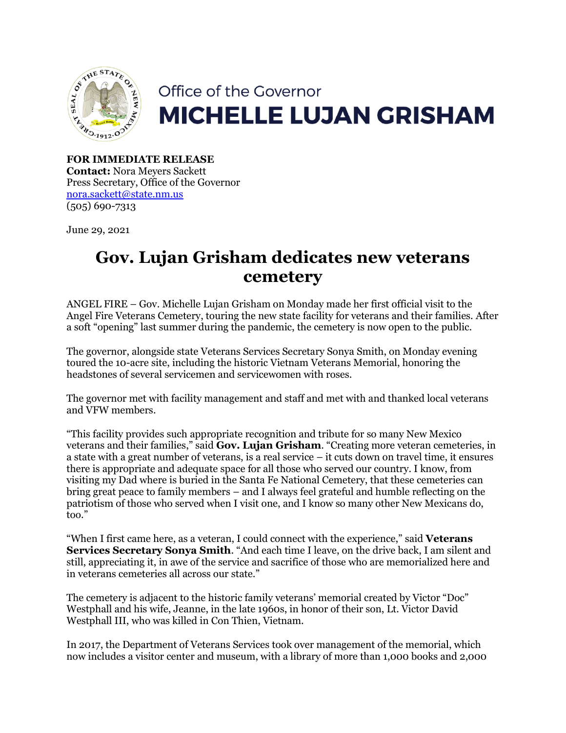Office of the Governor
**MICHELLE LUJAN GRISHAM**

**FOR IMMEDIATE RELEASE**
**Contact:** Nora Meyers Sackett
Press Secretary, Office of the Governor
nora.sackett@state.nm.us
(505) 690-7313

June 29, 2021

# Gov. Lujan Grisham dedicates new veterans cemetery

ANGEL FIRE – Gov. Michelle Lujan Grisham on Monday made her first official visit to the Angel Fire Veterans Cemetery, touring the new state facility for veterans and their families. After a soft "opening" last summer during the pandemic, the cemetery is now open to the public.

The governor, alongside state Veterans Services Secretary Sonya Smith, on Monday evening toured the 10-acre site, including the historic Vietnam Veterans Memorial, honoring the headstones of several servicemen and servicewomen with roses.

The governor met with facility management and staff and met with and thanked local veterans and VFW members.

"This facility provides such appropriate recognition and tribute for so many New Mexico veterans and their families," said **Gov. Lujan Grisham**. "Creating more veteran cemeteries, in a state with a great number of veterans, is a real service – it cuts down on travel time, it ensures there is appropriate and adequate space for all those who served our country. I know, from visiting my Dad where is buried in the Santa Fe National Cemetery, that these cemeteries can bring great peace to family members – and I always feel grateful and humble reflecting on the patriotism of those who served when I visit one, and I know so many other New Mexicans do, too."

"When I first came here, as a veteran, I could connect with the experience," said **Veterans Services Secretary Sonya Smith**. "And each time I leave, on the drive back, I am silent and still, appreciating it, in awe of the service and sacrifice of those who are memorialized here and in veterans cemeteries all across our state."

The cemetery is adjacent to the historic family veterans' memorial created by Victor "Doc" Westphall and his wife, Jeanne, in the late 1960s, in honor of their son, Lt. Victor David Westphall III, who was killed in Con Thien, Vietnam.

In 2017, the Department of Veterans Services took over management of the memorial, which now includes a visitor center and museum, with a library of more than 1,000 books and 2,000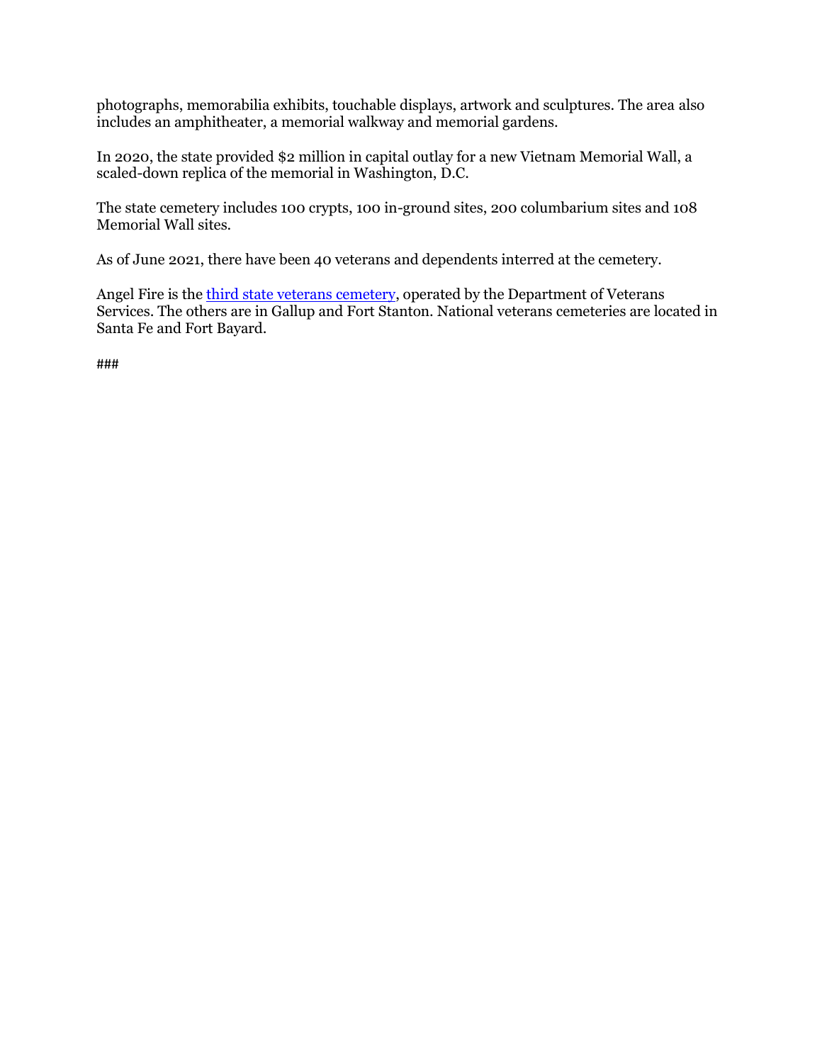photographs, memorabilia exhibits, touchable displays, artwork and sculptures. The area also includes an amphitheater, a memorial walkway and memorial gardens.

In 2020, the state provided $2 million in capital outlay for a new Vietnam Memorial Wall, a scaled-down replica of the memorial in Washington, D.C.

The state cemetery includes 100 crypts, 100 in-ground sites, 200 columbarium sites and 108 Memorial Wall sites.

As of June 2021, there have been 40 veterans and dependents interred at the cemetery.

Angel Fire is the third state veterans cemetery, operated by the Department of Veterans Services. The others are in Gallup and Fort Stanton. National veterans cemeteries are located in Santa Fe and Fort Bayard.

###